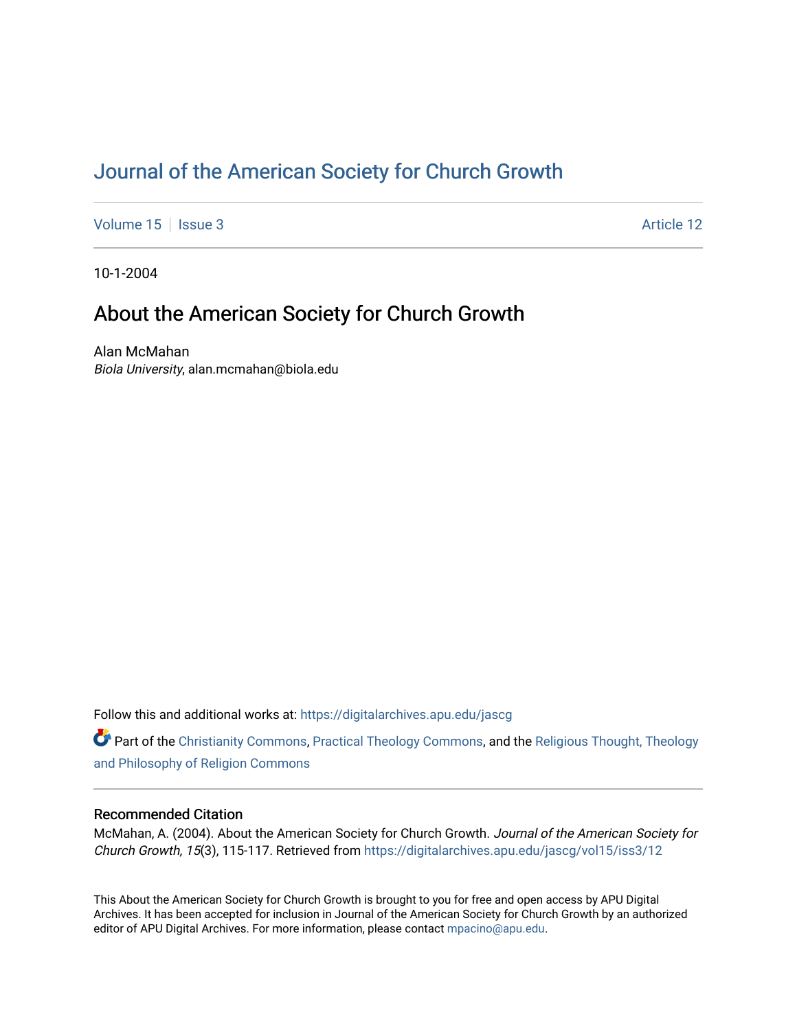# Journal of the American Society for Church Growth

Volume 15 | Issue 3 | Article 12

10-1-2004

## About the American Society for Church Growth

Alan McMahan
*Biola University*, alan.mcmahan@biola.edu

Follow this and additional works at: https://digitalarchives.apu.edu/jascg

Part of the Christianity Commons, Practical Theology Commons, and the Religious Thought, Theology and Philosophy of Religion Commons

### Recommended Citation

McMahan, A. (2004). About the American Society for Church Growth. *Journal of the American Society for Church Growth, 15*(3), 115-117. Retrieved from https://digitalarchives.apu.edu/jascg/vol15/iss3/12

This About the American Society for Church Growth is brought to you for free and open access by APU Digital Archives. It has been accepted for inclusion in Journal of the American Society for Church Growth by an authorized editor of APU Digital Archives. For more information, please contact mpacino@apu.edu.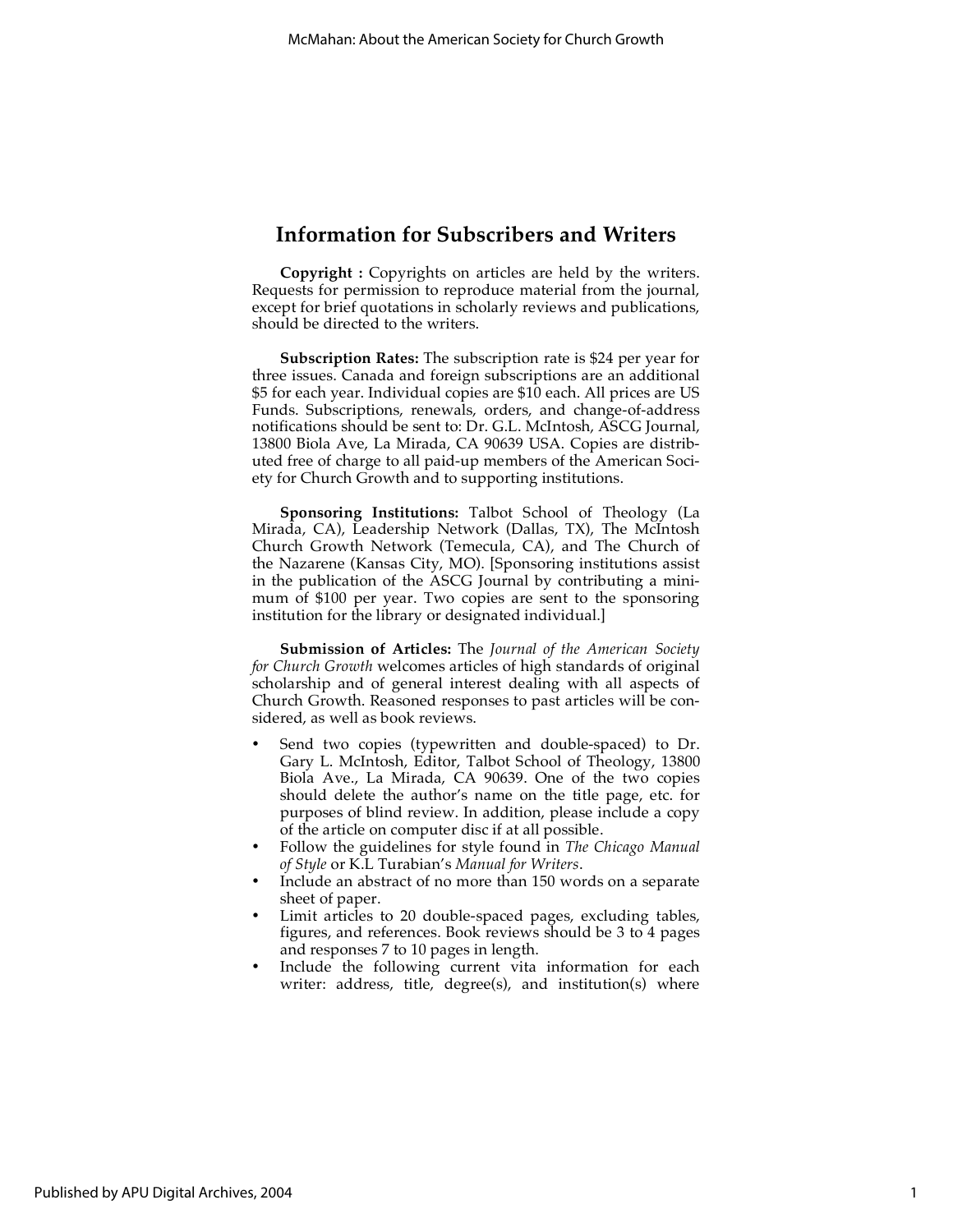## Information for Subscribers and Writers

**Copyright :** Copyrights on articles are held by the writers. Requests for permission to reproduce material from the journal, except for brief quotations in scholarly reviews and publications, should be directed to the writers.

**Subscription Rates:** The subscription rate is $24 per year for three issues. Canada and foreign subscriptions are an additional $5 for each year. Individual copies are $10 each. All prices are US Funds. Subscriptions, renewals, orders, and change-of-address notifications should be sent to: Dr. G.L. McIntosh, ASCG Journal, 13800 Biola Ave, La Mirada, CA 90639 USA. Copies are distributed free of charge to all paid-up members of the American Society for Church Growth and to supporting institutions.

**Sponsoring Institutions:** Talbot School of Theology (La Mirada, CA), Leadership Network (Dallas, TX), The McIntosh Church Growth Network (Temecula, CA), and The Church of the Nazarene (Kansas City, MO). [Sponsoring institutions assist in the publication of the ASCG Journal by contributing a minimum of $100 per year. Two copies are sent to the sponsoring institution for the library or designated individual.]

**Submission of Articles:** The *Journal of the American Society for Church Growth* welcomes articles of high standards of original scholarship and of general interest dealing with all aspects of Church Growth. Reasoned responses to past articles will be considered, as well as book reviews.

- Send two copies (typewritten and double-spaced) to Dr. Gary L. McIntosh, Editor, Talbot School of Theology, 13800 Biola Ave., La Mirada, CA 90639. One of the two copies should delete the author's name on the title page, etc. for purposes of blind review. In addition, please include a copy of the article on computer disc if at all possible.
- Follow the guidelines for style found in *The Chicago Manual of Style* or K.L Turabian's *Manual for Writers*.
- Include an abstract of no more than 150 words on a separate sheet of paper.
- Limit articles to 20 double-spaced pages, excluding tables, figures, and references. Book reviews should be 3 to 4 pages and responses 7 to 10 pages in length.
- Include the following current vita information for each writer: address, title, degree(s), and institution(s) where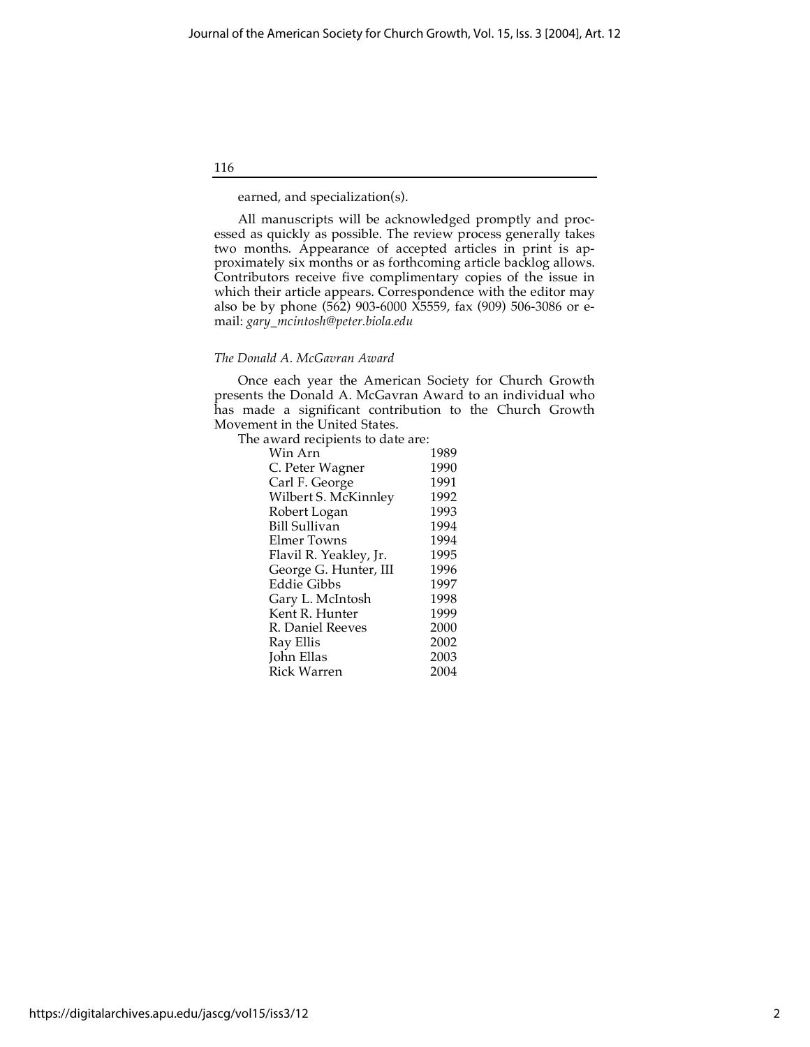earned, and specialization(s).

All manuscripts will be acknowledged promptly and processed as quickly as possible. The review process generally takes two months. Appearance of accepted articles in print is approximately six months or as forthcoming article backlog allows. Contributors receive five complimentary copies of the issue in which their article appears. Correspondence with the editor may also be by phone (562) 903-6000 X5559, fax (909) 506-3086 or e-mail: *gary_mcintosh@peter.biola.edu*

*The Donald A. McGavran Award*

Once each year the American Society for Church Growth presents the Donald A. McGavran Award to an individual who has made a significant contribution to the Church Growth Movement in the United States.

The award recipients to date are:

| | |
|---|---|
| Win Arn | 1989 |
| C. Peter Wagner | 1990 |
| Carl F. George | 1991 |
| Wilbert S. McKinnley | 1992 |
| Robert Logan | 1993 |
| Bill Sullivan | 1994 |
| Elmer Towns | 1994 |
| Flavil R. Yeakley, Jr. | 1995 |
| George G. Hunter, III | 1996 |
| Eddie Gibbs | 1997 |
| Gary L. McIntosh | 1998 |
| Kent R. Hunter | 1999 |
| R. Daniel Reeves | 2000 |
| Ray Ellis | 2002 |
| John Ellas | 2003 |
| Rick Warren | 2004 |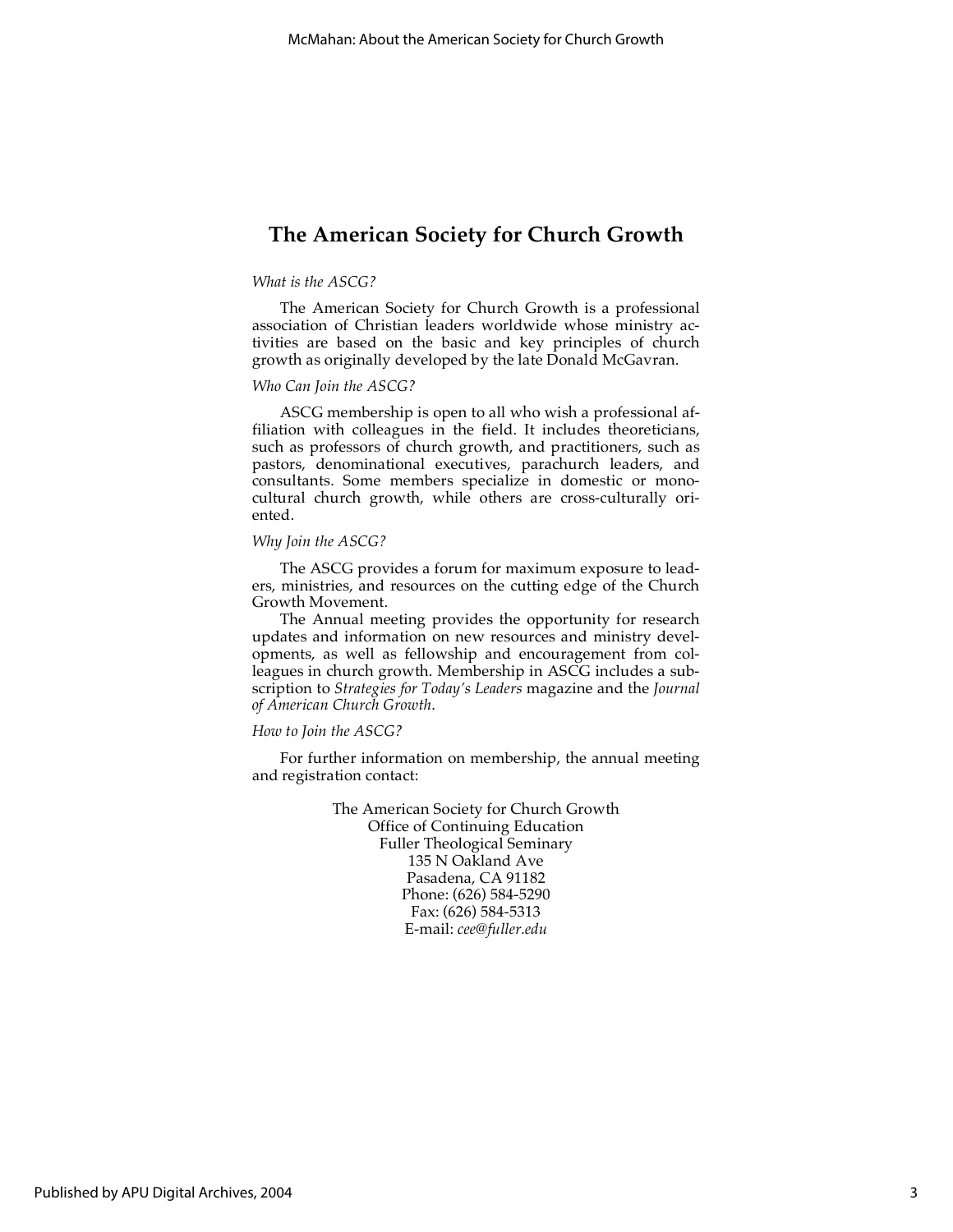# The American Society for Church Growth

*What is the ASCG?*

The American Society for Church Growth is a professional association of Christian leaders worldwide whose ministry activities are based on the basic and key principles of church growth as originally developed by the late Donald McGavran.

*Who Can Join the ASCG?*

ASCG membership is open to all who wish a professional affiliation with colleagues in the field. It includes theoreticians, such as professors of church growth, and practitioners, such as pastors, denominational executives, parachurch leaders, and consultants. Some members specialize in domestic or monocultural church growth, while others are cross-culturally oriented.

*Why Join the ASCG?*

The ASCG provides a forum for maximum exposure to leaders, ministries, and resources on the cutting edge of the Church Growth Movement.

The Annual meeting provides the opportunity for research updates and information on new resources and ministry developments, as well as fellowship and encouragement from colleagues in church growth. Membership in ASCG includes a subscription to *Strategies for Today's Leaders* magazine and the *Journal of American Church Growth*.

*How to Join the ASCG?*

For further information on membership, the annual meeting and registration contact:

The American Society for Church Growth
Office of Continuing Education
Fuller Theological Seminary
135 N Oakland Ave
Pasadena, CA 91182
Phone: (626) 584-5290
Fax: (626) 584-5313
E-mail: *cee@fuller.edu*